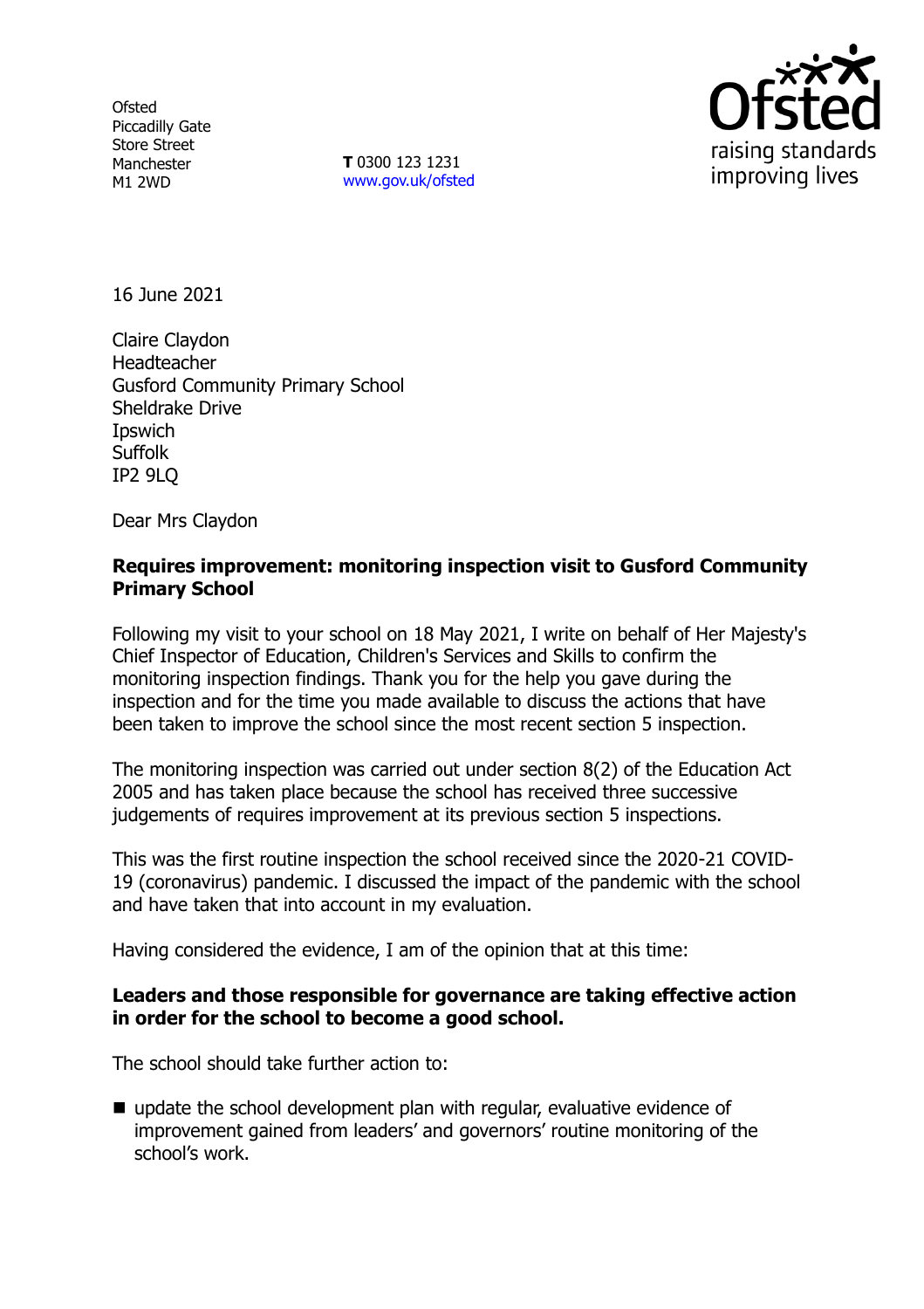Ofsted
Piccadilly Gate
Store Street
Manchester
M1 2WD

**T** 0300 123 1231
www.gov.uk/ofsted

16 June 2021

Claire Claydon
Headteacher
Gusford Community Primary School
Sheldrake Drive
Ipswich
Suffolk
IP2 9LQ

Dear Mrs Claydon

**Requires improvement: monitoring inspection visit to Gusford Community Primary School**

Following my visit to your school on 18 May 2021, I write on behalf of Her Majesty's Chief Inspector of Education, Children's Services and Skills to confirm the monitoring inspection findings. Thank you for the help you gave during the inspection and for the time you made available to discuss the actions that have been taken to improve the school since the most recent section 5 inspection.

The monitoring inspection was carried out under section 8(2) of the Education Act 2005 and has taken place because the school has received three successive judgements of requires improvement at its previous section 5 inspections.

This was the first routine inspection the school received since the 2020-21 COVID-19 (coronavirus) pandemic. I discussed the impact of the pandemic with the school and have taken that into account in my evaluation.

Having considered the evidence, I am of the opinion that at this time:

**Leaders and those responsible for governance are taking effective action in order for the school to become a good school.**

The school should take further action to:

- update the school development plan with regular, evaluative evidence of improvement gained from leaders' and governors' routine monitoring of the school's work.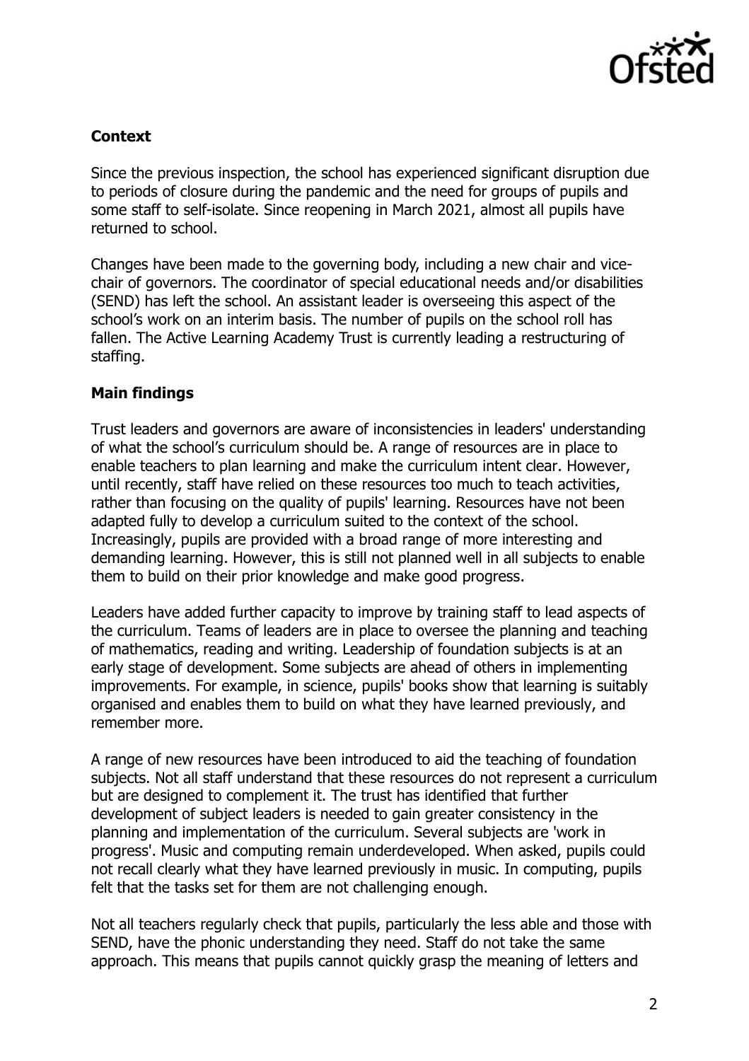## Context

Since the previous inspection, the school has experienced significant disruption due to periods of closure during the pandemic and the need for groups of pupils and some staff to self-isolate. Since reopening in March 2021, almost all pupils have returned to school.

Changes have been made to the governing body, including a new chair and vice-chair of governors. The coordinator of special educational needs and/or disabilities (SEND) has left the school. An assistant leader is overseeing this aspect of the school's work on an interim basis. The number of pupils on the school roll has fallen. The Active Learning Academy Trust is currently leading a restructuring of staffing.

## Main findings

Trust leaders and governors are aware of inconsistencies in leaders' understanding of what the school's curriculum should be. A range of resources are in place to enable teachers to plan learning and make the curriculum intent clear. However, until recently, staff have relied on these resources too much to teach activities, rather than focusing on the quality of pupils' learning. Resources have not been adapted fully to develop a curriculum suited to the context of the school. Increasingly, pupils are provided with a broad range of more interesting and demanding learning. However, this is still not planned well in all subjects to enable them to build on their prior knowledge and make good progress.

Leaders have added further capacity to improve by training staff to lead aspects of the curriculum. Teams of leaders are in place to oversee the planning and teaching of mathematics, reading and writing. Leadership of foundation subjects is at an early stage of development. Some subjects are ahead of others in implementing improvements. For example, in science, pupils' books show that learning is suitably organised and enables them to build on what they have learned previously, and remember more.

A range of new resources have been introduced to aid the teaching of foundation subjects. Not all staff understand that these resources do not represent a curriculum but are designed to complement it. The trust has identified that further development of subject leaders is needed to gain greater consistency in the planning and implementation of the curriculum. Several subjects are 'work in progress'. Music and computing remain underdeveloped. When asked, pupils could not recall clearly what they have learned previously in music. In computing, pupils felt that the tasks set for them are not challenging enough.

Not all teachers regularly check that pupils, particularly the less able and those with SEND, have the phonic understanding they need. Staff do not take the same approach. This means that pupils cannot quickly grasp the meaning of letters and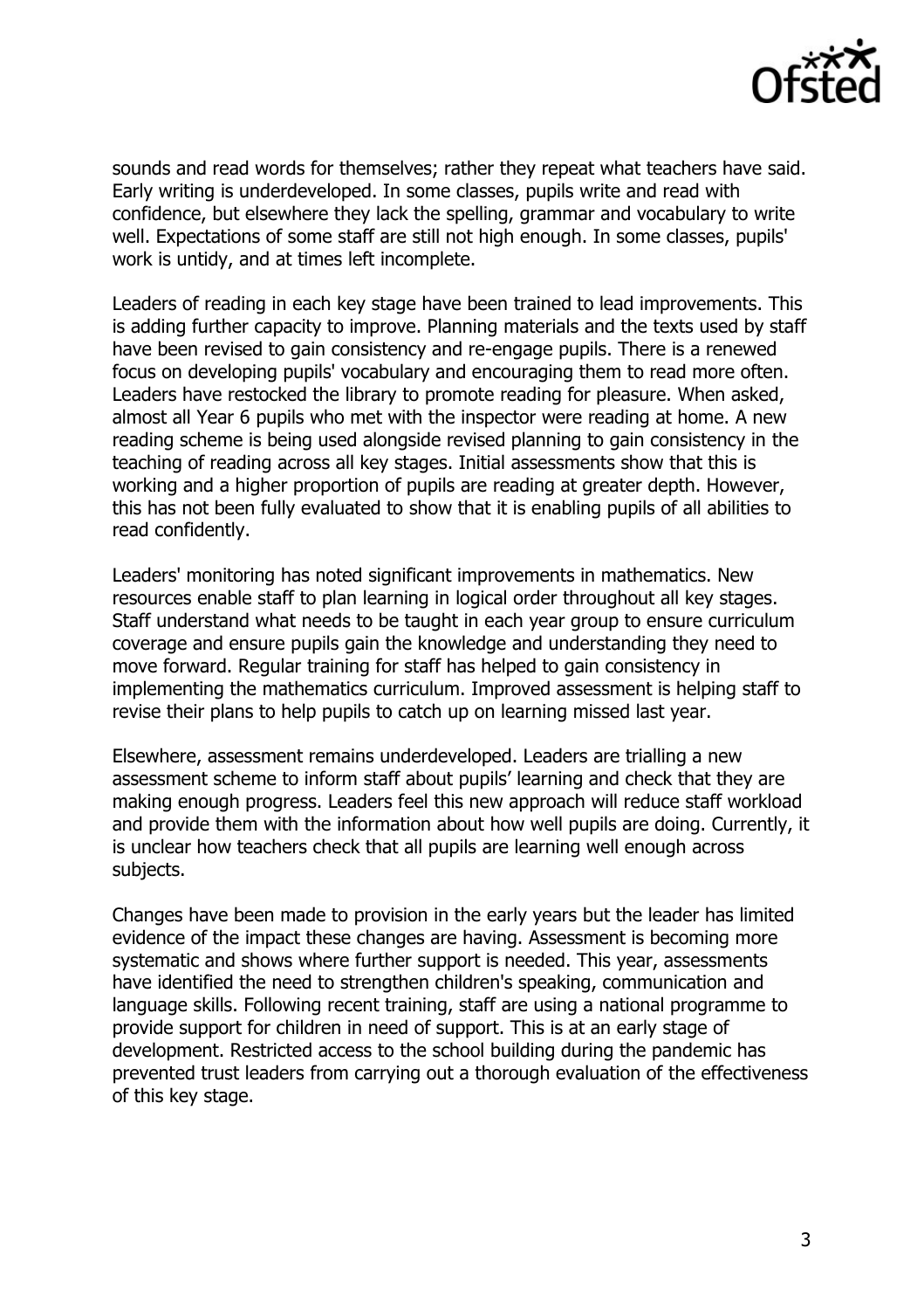sounds and read words for themselves; rather they repeat what teachers have said. Early writing is underdeveloped. In some classes, pupils write and read with confidence, but elsewhere they lack the spelling, grammar and vocabulary to write well. Expectations of some staff are still not high enough. In some classes, pupils' work is untidy, and at times left incomplete.

Leaders of reading in each key stage have been trained to lead improvements. This is adding further capacity to improve. Planning materials and the texts used by staff have been revised to gain consistency and re-engage pupils. There is a renewed focus on developing pupils' vocabulary and encouraging them to read more often. Leaders have restocked the library to promote reading for pleasure. When asked, almost all Year 6 pupils who met with the inspector were reading at home. A new reading scheme is being used alongside revised planning to gain consistency in the teaching of reading across all key stages. Initial assessments show that this is working and a higher proportion of pupils are reading at greater depth. However, this has not been fully evaluated to show that it is enabling pupils of all abilities to read confidently.

Leaders' monitoring has noted significant improvements in mathematics. New resources enable staff to plan learning in logical order throughout all key stages. Staff understand what needs to be taught in each year group to ensure curriculum coverage and ensure pupils gain the knowledge and understanding they need to move forward. Regular training for staff has helped to gain consistency in implementing the mathematics curriculum. Improved assessment is helping staff to revise their plans to help pupils to catch up on learning missed last year.

Elsewhere, assessment remains underdeveloped. Leaders are trialling a new assessment scheme to inform staff about pupils' learning and check that they are making enough progress. Leaders feel this new approach will reduce staff workload and provide them with the information about how well pupils are doing. Currently, it is unclear how teachers check that all pupils are learning well enough across subjects.

Changes have been made to provision in the early years but the leader has limited evidence of the impact these changes are having. Assessment is becoming more systematic and shows where further support is needed. This year, assessments have identified the need to strengthen children's speaking, communication and language skills. Following recent training, staff are using a national programme to provide support for children in need of support. This is at an early stage of development. Restricted access to the school building during the pandemic has prevented trust leaders from carrying out a thorough evaluation of the effectiveness of this key stage.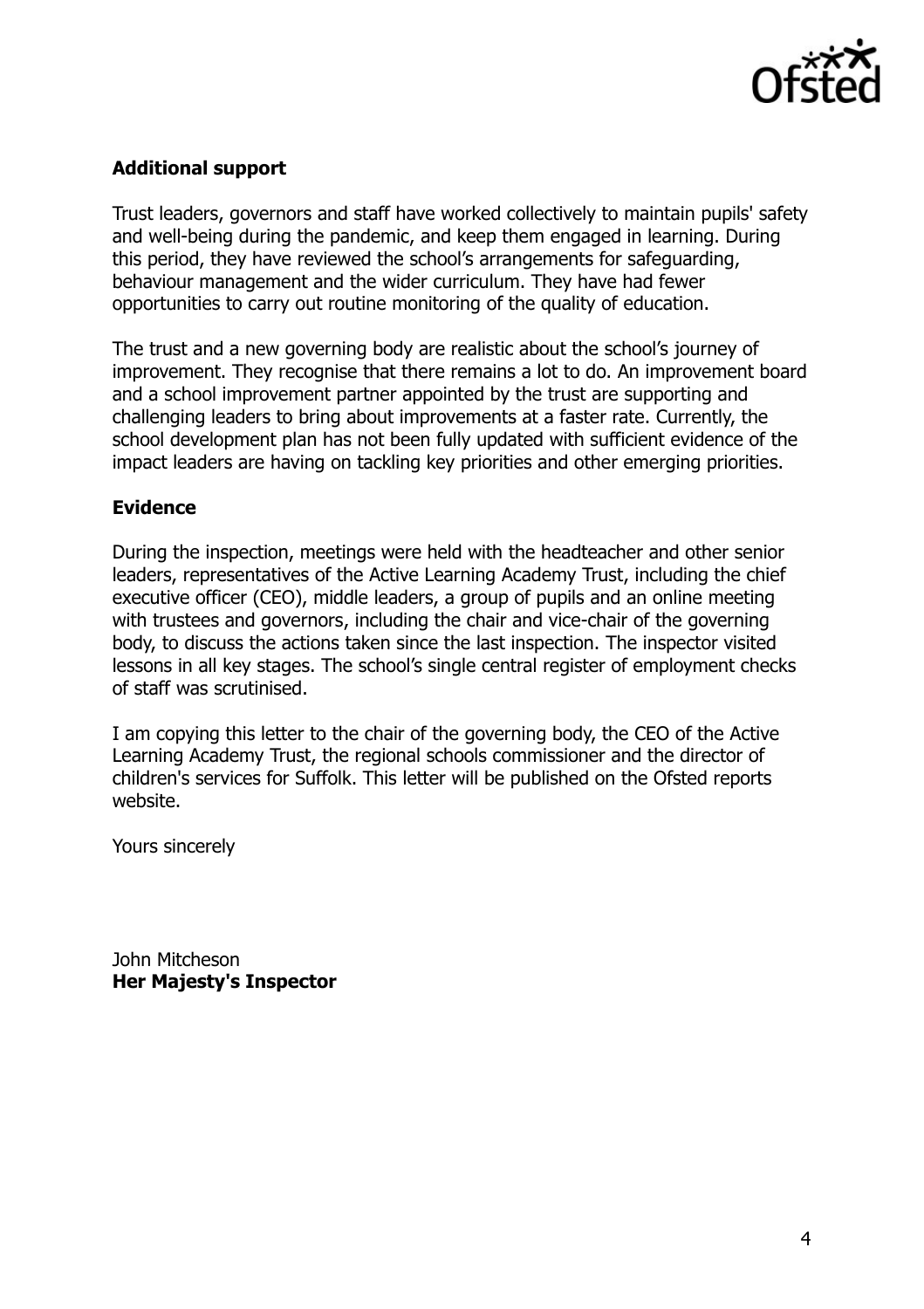## Additional support

Trust leaders, governors and staff have worked collectively to maintain pupils' safety and well-being during the pandemic, and keep them engaged in learning. During this period, they have reviewed the school's arrangements for safeguarding, behaviour management and the wider curriculum. They have had fewer opportunities to carry out routine monitoring of the quality of education.

The trust and a new governing body are realistic about the school's journey of improvement. They recognise that there remains a lot to do. An improvement board and a school improvement partner appointed by the trust are supporting and challenging leaders to bring about improvements at a faster rate. Currently, the school development plan has not been fully updated with sufficient evidence of the impact leaders are having on tackling key priorities and other emerging priorities.

## Evidence

During the inspection, meetings were held with the headteacher and other senior leaders, representatives of the Active Learning Academy Trust, including the chief executive officer (CEO), middle leaders, a group of pupils and an online meeting with trustees and governors, including the chair and vice-chair of the governing body, to discuss the actions taken since the last inspection. The inspector visited lessons in all key stages. The school's single central register of employment checks of staff was scrutinised.

I am copying this letter to the chair of the governing body, the CEO of the Active Learning Academy Trust, the regional schools commissioner and the director of children's services for Suffolk. This letter will be published on the Ofsted reports website.

Yours sincerely

John Mitcheson
**Her Majesty's Inspector**